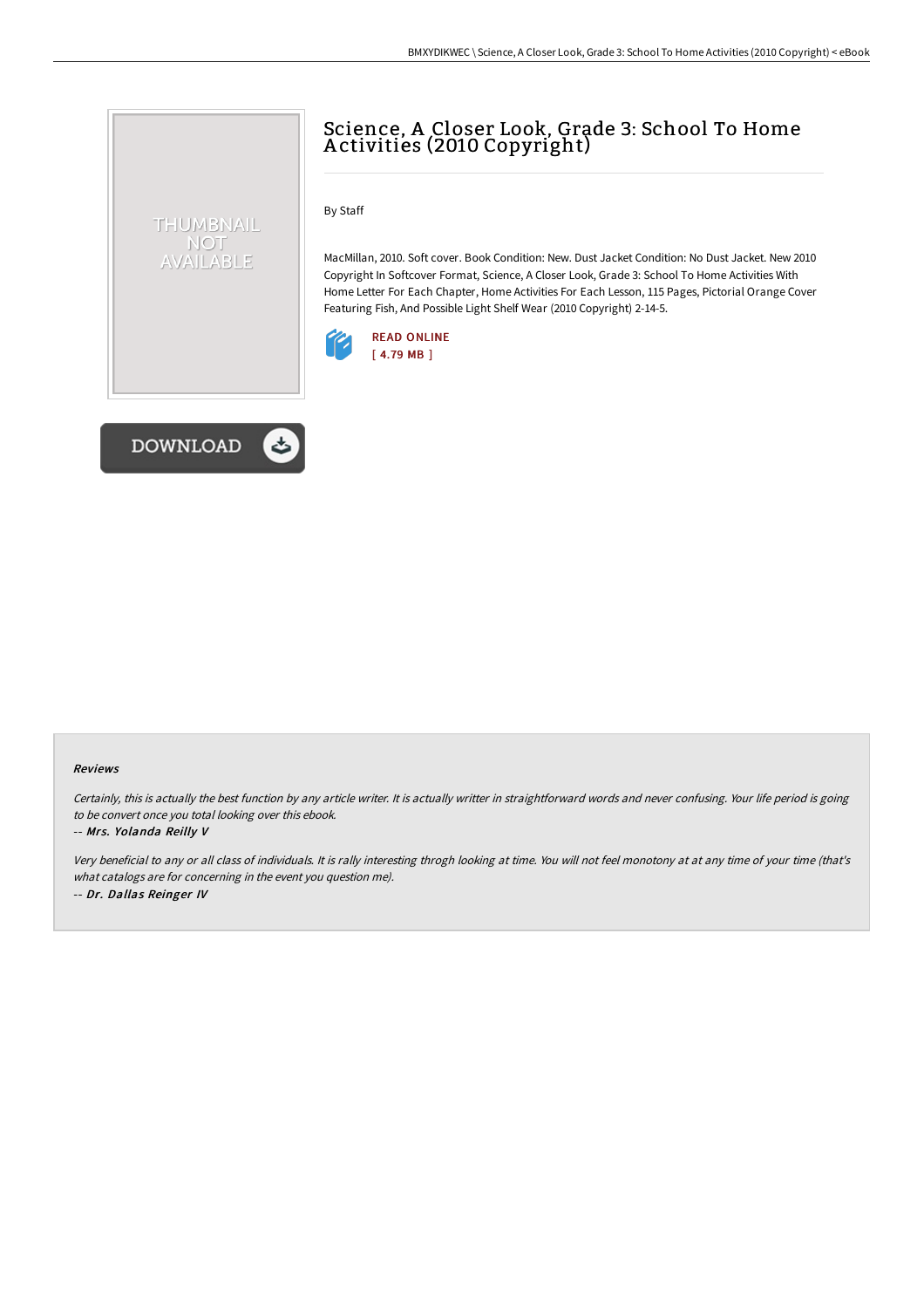# Science, A Closer Look, Grade 3: School To Home Activities (2010 Copyright)

By Staff

MacMillan, 2010. Soft cover. Book Condition: New. Dust Jacket Condition: No Dust Jacket. New 2010 Copyright In Softcover Format, Science, A Closer Look, Grade 3: School To Home Activities With Home Letter For Each Chapter, Home Activities For Each Lesson, 115 Pages, Pictorial Orange Cover Featuring Fish, And Possible Light Shelf Wear (2010 Copyright) 2-14-5.

READ ONLINE
[ 4.79 MB ]

#### Reviews

*Certainly, this is actually the best function by any article writer. It is actually writter in straightforward words and never confusing. Your life period is going to be convert once you total looking over this ebook.*

-- *Mrs. Yolanda Reilly V*

*Very beneficial to any or all class of individuals. It is rally interesting throgh looking at time. You will not feel monotony at at any time of your time (that's what catalogs are for concerning in the event you question me).*

-- *Dr. Dallas Reinger IV*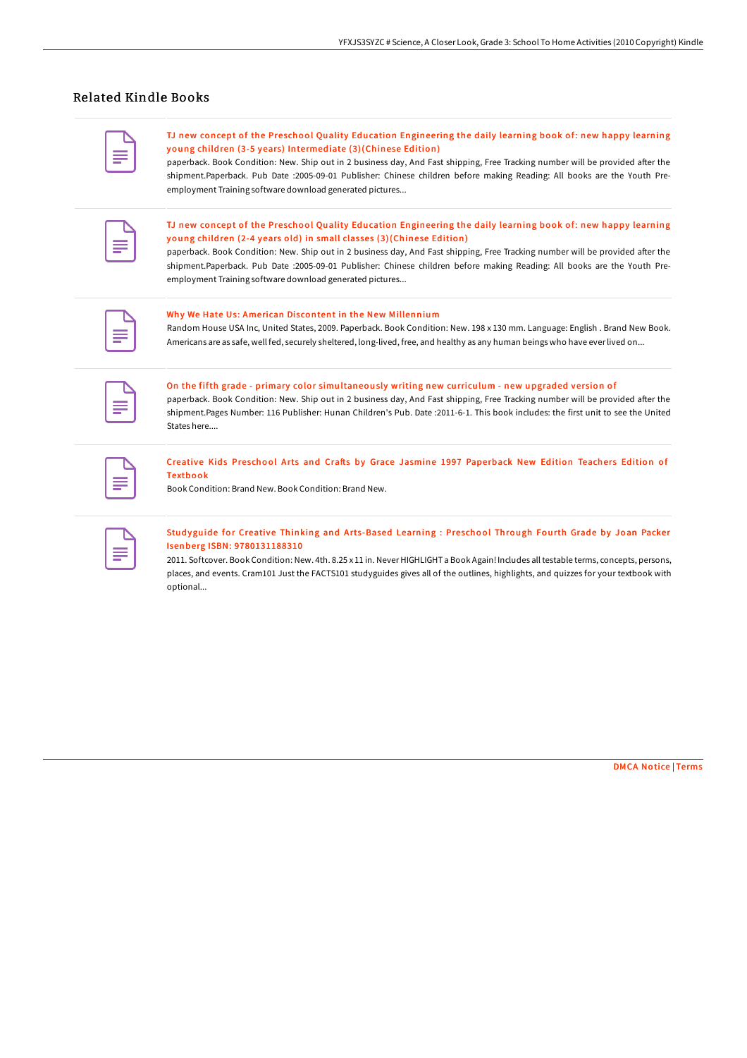## Related Kindle Books

### TJ new concept of the Preschool Quality Education Engineering the daily learning book of: new happy learning young children (3-5 years) Intermediate (3)(Chinese Edition)

paperback. Book Condition: New. Ship out in 2 business day, And Fast shipping, Free Tracking number will be provided after the shipment.Paperback. Pub Date :2005-09-01 Publisher: Chinese children before making Reading: All books are the Youth Pre-employment Training software download generated pictures...

### TJ new concept of the Preschool Quality Education Engineering the daily learning book of: new happy learning young children (2-4 years old) in small classes (3)(Chinese Edition)

paperback. Book Condition: New. Ship out in 2 business day, And Fast shipping, Free Tracking number will be provided after the shipment.Paperback. Pub Date :2005-09-01 Publisher: Chinese children before making Reading: All books are the Youth Pre-employment Training software download generated pictures...

### Why We Hate Us: American Discontent in the New Millennium

Random House USA Inc, United States, 2009. Paperback. Book Condition: New. 198 x 130 mm. Language: English . Brand New Book. Americans are as safe, well fed, securely sheltered, long-lived, free, and healthy as any human beings who have ever lived on...

### On the fifth grade - primary color simultaneously writing new curriculum - new upgraded version of

paperback. Book Condition: New. Ship out in 2 business day, And Fast shipping, Free Tracking number will be provided after the shipment.Pages Number: 116 Publisher: Hunan Children's Pub. Date :2011-6-1. This book includes: the first unit to see the United States here....

### Creative Kids Preschool Arts and Crafts by Grace Jasmine 1997 Paperback New Edition Teachers Edition of Textbook

Book Condition: Brand New. Book Condition: Brand New.

### Studyguide for Creative Thinking and Arts-Based Learning : Preschool Through Fourth Grade by Joan Packer Isenberg ISBN: 9780131188310

2011. Softcover. Book Condition: New. 4th. 8.25 x 11 in. Never HIGHLIGHT a Book Again! Includes all testable terms, concepts, persons, places, and events. Cram101 Just the FACTS101 studyguides gives all of the outlines, highlights, and quizzes for your textbook with optional...